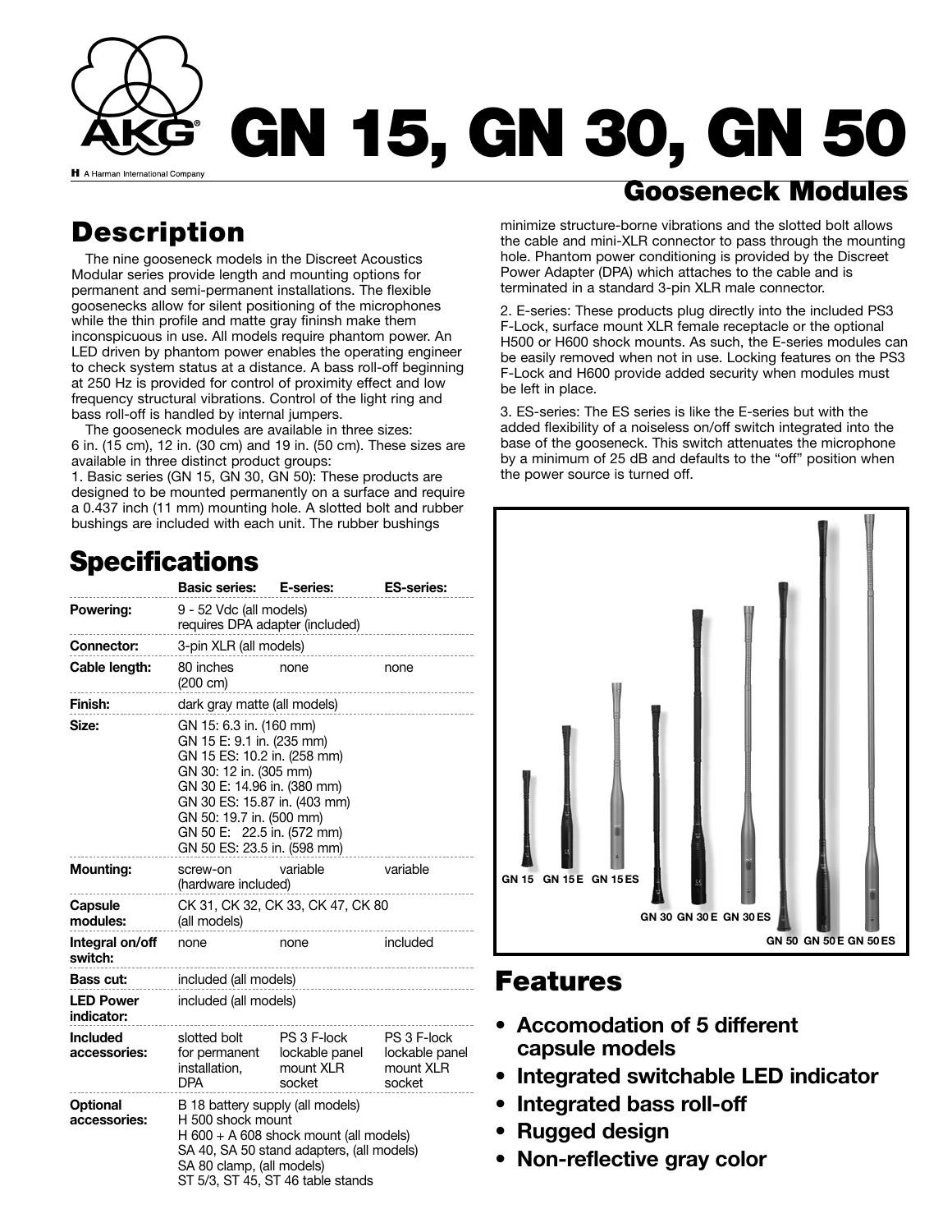# GN 15, GN 30, GN 50

## Gooseneck Modules

## Description

The nine gooseneck models in the Discreet Acoustics Modular series provide length and mounting options for permanent and semi-permanent installations. The flexible goosenecks allow for silent positioning of the microphones while the thin profile and matte gray fininsh make them inconspicuous in use. All models require phantom power. An LED driven by phantom power enables the operating engineer to check system status at a distance. A bass roll-off beginning at 250 Hz is provided for control of proximity effect and low frequency structural vibrations. Control of the light ring and bass roll-off is handled by internal jumpers.

The gooseneck modules are available in three sizes: 6 in. (15 cm), 12 in. (30 cm) and 19 in. (50 cm). These sizes are available in three distinct product groups:

1. Basic series (GN 15, GN 30, GN 50): These products are designed to be mounted permanently on a surface and require a 0.437 inch (11 mm) mounting hole. A slotted bolt and rubber bushings are included with each unit. The rubber bushings minimize structure-borne vibrations and the slotted bolt allows the cable and mini-XLR connector to pass through the mounting hole. Phantom power conditioning is provided by the Discreet Power Adapter (DPA) which attaches to the cable and is terminated in a standard 3-pin XLR male connector.

2. E-series: These products plug directly into the included PS3 F-Lock, surface mount XLR female receptacle or the optional H500 or H600 shock mounts. As such, the E-series modules can be easily removed when not in use. Locking features on the PS3 F-Lock and H600 provide added security when modules must be left in place.

3. ES-series: The ES series is like the E-series but with the added flexibility of a noiseless on/off switch integrated into the base of the gooseneck. This switch attenuates the microphone by a minimum of 25 dB and defaults to the "off" position when the power source is turned off.

GN 15 GN 15 E GN 15 ES GN 30 GN 30 E GN 30 ES GN 50 GN 50 E GN 50 ES

## Specifications

| | Basic series: | E-series: | ES-series: |
|---|---|---|---|
| **Powering:** | 9 - 52 Vdc (all models) requires DPA adapter (included) | | |
| **Connector:** | 3-pin XLR (all models) | | |
| **Cable length:** | 80 inches (200 cm) | none | none |
| **Finish:** | dark gray matte (all models) | | |
| **Size:** | GN 15: 6.3 in. (160 mm)<br>GN 15 E: 9.1 in. (235 mm)<br>GN 15 ES: 10.2 in. (258 mm)<br>GN 30: 12 in. (305 mm)<br>GN 30 E: 14.96 in. (380 mm)<br>GN 30 ES: 15.87 in. (403 mm)<br>GN 50: 19.7 in. (500 mm)<br>GN 50 E: 22.5 in. (572 mm)<br>GN 50 ES: 23.5 in. (598 mm) | | |
| **Mounting:** | screw-on (hardware included) | variable | variable |
| **Capsule modules:** | CK 31, CK 32, CK 33, CK 47, CK 80 (all models) | | |
| **Integral on/off switch:** | none | none | included |
| **Bass cut:** | included (all models) | | |
| **LED Power indicator:** | included (all models) | | |
| **Included accessories:** | slotted bolt for permanent installation, DPA | PS 3 F-lock lockable panel mount XLR socket | PS 3 F-lock lockable panel mount XLR socket |
| **Optional accessories:** | B 18 battery supply (all models)<br>H 500 shock mount<br>H 600 + A 608 shock mount (all models)<br>SA 40, SA 50 stand adapters, (all models)<br>SA 80 clamp, (all models)<br>ST 5/3, ST 45, ST 46 table stands | | |

## Features

- **Accomodation of 5 different capsule models**
- **Integrated switchable LED indicator**
- **Integrated bass roll-off**
- **Rugged design**
- **Non-reflective gray color**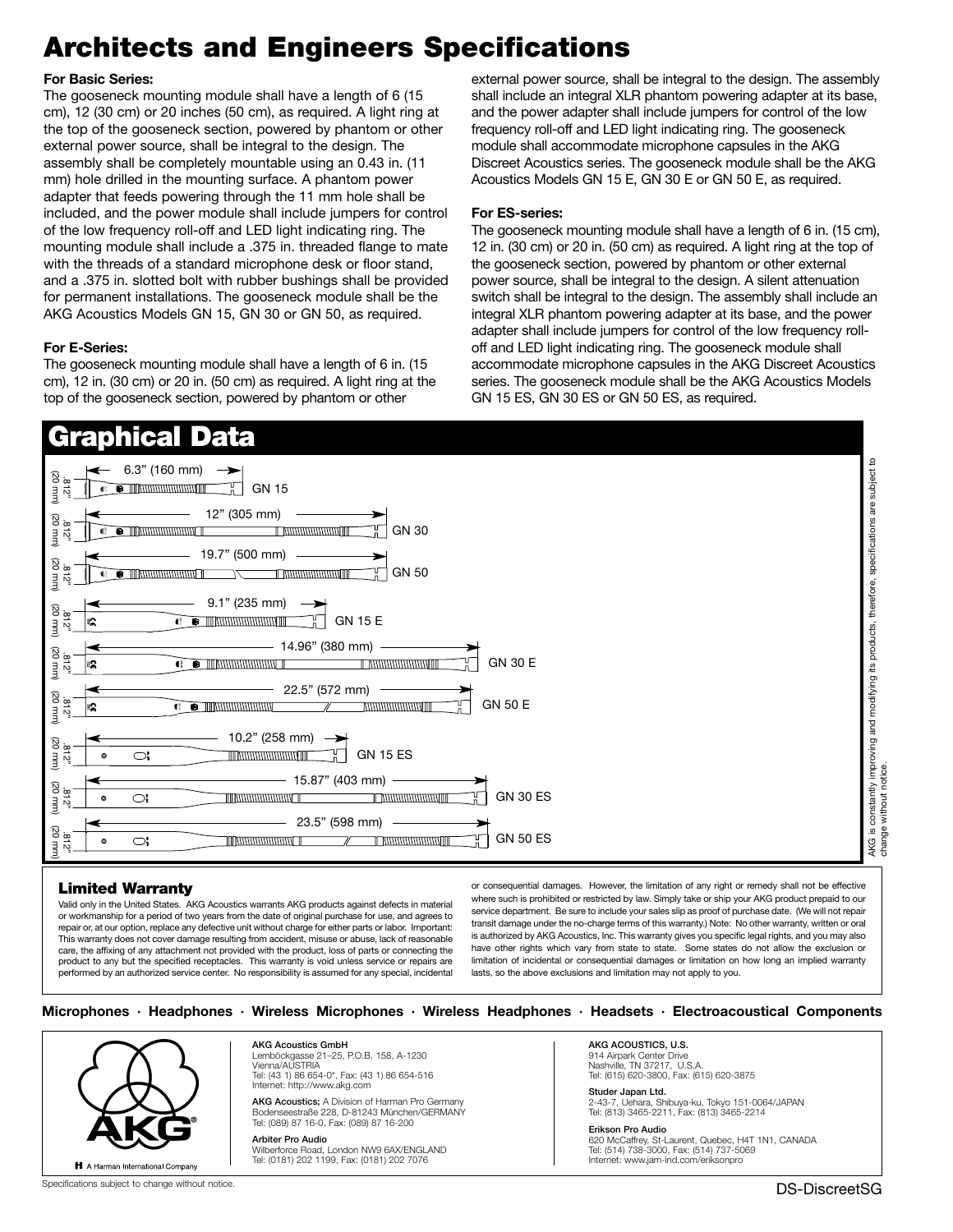# Architects and Engineers Specifications

**For Basic Series:**

The gooseneck mounting module shall have a length of 6 (15 cm), 12 (30 cm) or 20 inches (50 cm), as required. A light ring at the top of the gooseneck section, powered by phantom or other external power source, shall be integral to the design. The assembly shall be completely mountable using an 0.43 in. (11 mm) hole drilled in the mounting surface. A phantom power adapter that feeds powering through the 11 mm hole shall be included, and the power module shall include jumpers for control of the low frequency roll-off and LED light indicating ring. The mounting module shall include a .375 in. threaded flange to mate with the threads of a standard microphone desk or floor stand, and a .375 in. slotted bolt with rubber bushings shall be provided for permanent installations. The gooseneck module shall be the AKG Acoustics Models GN 15, GN 30 or GN 50, as required.

**For E-Series:**

The gooseneck mounting module shall have a length of 6 in. (15 cm), 12 in. (30 cm) or 20 in. (50 cm) as required. A light ring at the top of the gooseneck section, powered by phantom or other external power source, shall be integral to the design. The assembly shall include an integral XLR phantom powering adapter at its base, and the power adapter shall include jumpers for control of the low frequency roll-off and LED light indicating ring. The gooseneck module shall accommodate microphone capsules in the AKG Discreet Acoustics series. The gooseneck module shall be the AKG Acoustics Models GN 15 E, GN 30 E or GN 50 E, as required.

**For ES-series:**

The gooseneck mounting module shall have a length of 6 in. (15 cm), 12 in. (30 cm) or 20 in. (50 cm) as required. A light ring at the top of the gooseneck section, powered by phantom or other external power source, shall be integral to the design. A silent attenuation switch shall be integral to the design. The assembly shall include an integral XLR phantom powering adapter at its base, and the power adapter shall include jumpers for control of the low frequency roll-off and LED light indicating ring. The gooseneck module shall accommodate microphone capsules in the AKG Discreet Acoustics series. The gooseneck module shall be the AKG Acoustics Models GN 15 ES, GN 30 ES or GN 50 ES, as required.

# Graphical Data

6.3" (160 mm)
.812" (20 mm)
GN 15

12" (305 mm)
.812" (20 mm)
GN 30

19.7" (500 mm)
.812" (20 mm)
GN 50

9.1" (235 mm)
.812" (20 mm)
GN 15 E

14.96" (380 mm)
.812" (20 mm)
GN 30 E

22.5" (572 mm)
.812" (20 mm)
GN 50 E

10.2" (258 mm)
.812" (20 mm)
GN 15 ES

15.87" (403 mm)
.812" (20 mm)
GN 30 ES

23.5" (598 mm)
.812" (20 mm)
GN 50 ES

AKG is constantly improving and modifying its products, therefore, specifications are subject to change without notice.

### Limited Warranty

Valid only in the United States. AKG Acoustics warrants AKG products against defects in material or workmanship for a period of two years from the date of original purchase for use, and agrees to repair or, at our option, replace any defective unit without charge for either parts or labor. Important: This warranty does not cover damage resulting from accident, misuse or abuse, lack of reasonable care, the affixing of any attachment not provided with the product, loss of parts or connecting the product to any but the specified receptacles. This warranty is void unless service or repairs are performed by an authorized service center. No responsibility is assumed for any special, incidental or consequential damages. However, the limitation of any right or remedy shall not be effective where such is prohibited or restricted by law. Simply take or ship your AKG product prepaid to our service department. Be sure to include your sales slip as proof of purchase date. (We will not repair transit damage under the no-charge terms of this warranty.) Note: No other warranty, written or oral is authorized by AKG Acoustics, Inc. This warranty gives you specific legal rights, and you may also have other rights which vary from state to state. Some states do not allow the exclusion or limitation of incidental or consequential damages or limitation on how long an implied warranty lasts, so the above exclusions and limitation may not apply to you.

**Microphones · Headphones · Wireless Microphones · Wireless Headphones · Headsets · Electroacoustical Components**

AKG® A Harman International Company

**AKG Acoustics GmbH**
Lemböckgasse 21–25, P.O.B. 158, A-1230 Vienna/AUSTRIA
Tel: (43 1) 86 654-0*, Fax: (43 1) 86 654-516
Internet: http://www.akg.com

**AKG Acoustics;** A Division of Harman Pro Germany
Bodenseestraße 228, D-81243 München/GERMANY
Tel: (089) 87 16-0, Fax: (089) 87 16-200

**Arbiter Pro Audio**
Wilberforce Road, London NW9 6AX/ENGLAND
Tel: (0181) 202 1199, Fax: (0181) 202 7076

**AKG ACOUSTICS, U.S.**
914 Airpark Center Drive
Nashville, TN 37217, U.S.A.
Tel: (615) 620-3800, Fax: (615) 620-3875

**Studer Japan Ltd.**
2-43-7, Uehara, Shibuya-ku, Tokyo 151-0064/JAPAN
Tel: (813) 3465-2211, Fax: (813) 3465-2214

**Erikson Pro Audio**
620 McCaffrey, St-Laurent, Quebec, H4T 1N1, CANADA
Tel: (514) 738-3000, Fax: (514) 737-5069
Internet: www.jam-ind.com/eriksonpro

Specifications subject to change without notice.

DS-DiscreetSG